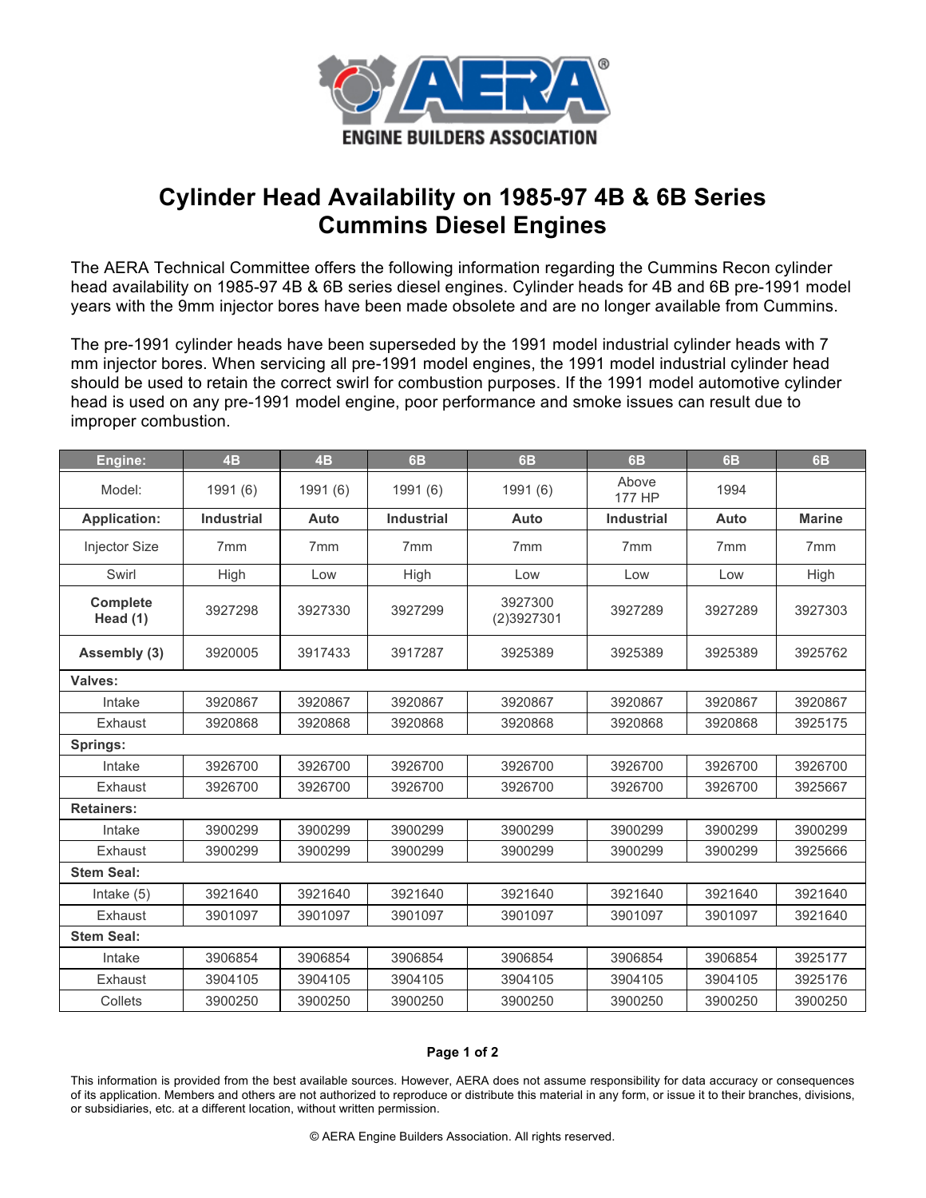ENGINE BUILDERS ASSOCIATION

# Cylinder Head Availability on 1985-97 4B & 6B Series Cummins Diesel Engines

The AERA Technical Committee offers the following information regarding the Cummins Recon cylinder head availability on 1985-97 4B & 6B series diesel engines. Cylinder heads for 4B and 6B pre-1991 model years with the 9mm injector bores have been made obsolete and are no longer available from Cummins.

The pre-1991 cylinder heads have been superseded by the 1991 model industrial cylinder heads with 7 mm injector bores. When servicing all pre-1991 model engines, the 1991 model industrial cylinder head should be used to retain the correct swirl for combustion purposes. If the 1991 model automotive cylinder head is used on any pre-1991 model engine, poor performance and smoke issues can result due to improper combustion.

| Engine: | 4B | 4B | 6B | 6B | 6B | 6B | 6B |
|---|---|---|---|---|---|---|---|
| Model: | 1991 (6) | 1991 (6) | 1991 (6) | 1991 (6) | Above 177 HP | 1994 | |
| **Application:** | **Industrial** | **Auto** | **Industrial** | **Auto** | **Industrial** | **Auto** | **Marine** |
| Injector Size | 7mm | 7mm | 7mm | 7mm | 7mm | 7mm | 7mm |
| Swirl | High | Low | High | Low | Low | Low | High |
| **Complete Head (1)** | 3927298 | 3927330 | 3927299 | 3927300 (2)3927301 | 3927289 | 3927289 | 3927303 |
| **Assembly (3)** | 3920005 | 3917433 | 3917287 | 3925389 | 3925389 | 3925389 | 3925762 |
| **Valves:** | | | | | | | |
| Intake | 3920867 | 3920867 | 3920867 | 3920867 | 3920867 | 3920867 | 3920867 |
| Exhaust | 3920868 | 3920868 | 3920868 | 3920868 | 3920868 | 3920868 | 3925175 |
| **Springs:** | | | | | | | |
| Intake | 3926700 | 3926700 | 3926700 | 3926700 | 3926700 | 3926700 | 3926700 |
| Exhaust | 3926700 | 3926700 | 3926700 | 3926700 | 3926700 | 3926700 | 3925667 |
| **Retainers:** | | | | | | | |
| Intake | 3900299 | 3900299 | 3900299 | 3900299 | 3900299 | 3900299 | 3900299 |
| Exhaust | 3900299 | 3900299 | 3900299 | 3900299 | 3900299 | 3900299 | 3925666 |
| **Stem Seal:** | | | | | | | |
| Intake (5) | 3921640 | 3921640 | 3921640 | 3921640 | 3921640 | 3921640 | 3921640 |
| Exhaust | 3901097 | 3901097 | 3901097 | 3901097 | 3901097 | 3901097 | 3921640 |
| **Stem Seal:** | | | | | | | |
| Intake | 3906854 | 3906854 | 3906854 | 3906854 | 3906854 | 3906854 | 3925177 |
| Exhaust | 3904105 | 3904105 | 3904105 | 3904105 | 3904105 | 3904105 | 3925176 |
| Collets | 3900250 | 3900250 | 3900250 | 3900250 | 3900250 | 3900250 | 3900250 |

This information is provided from the best available sources. However, AERA does not assume responsibility for data accuracy or consequences of its application. Members and others are not authorized to reproduce or distribute this material in any form, or issue it to their branches, divisions, or subsidiaries, etc. at a different location, without written permission.

© AERA Engine Builders Association. All rights reserved.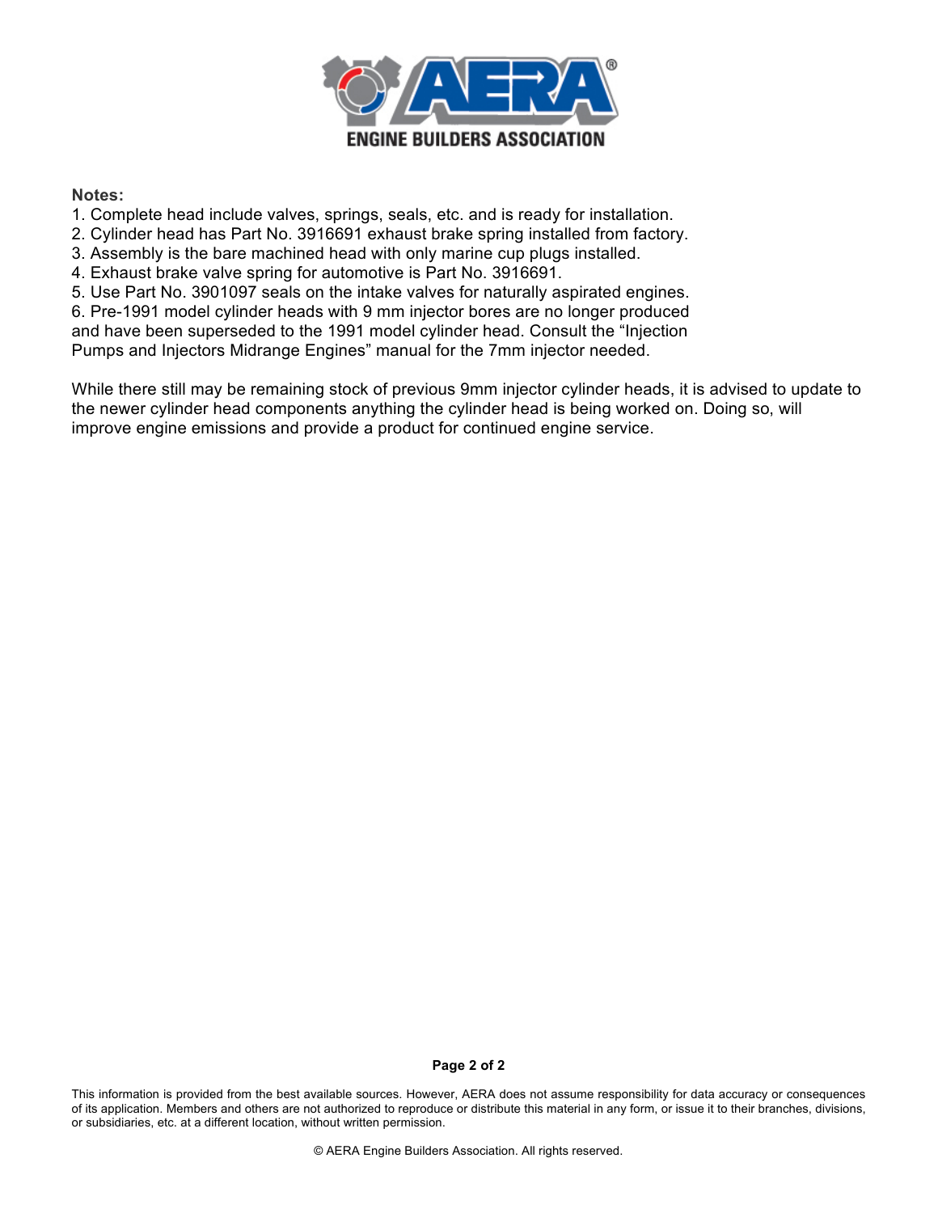**Notes:**

1. Complete head include valves, springs, seals, etc. and is ready for installation.
2. Cylinder head has Part No. 3916691 exhaust brake spring installed from factory.
3. Assembly is the bare machined head with only marine cup plugs installed.
4. Exhaust brake valve spring for automotive is Part No. 3916691.
5. Use Part No. 3901097 seals on the intake valves for naturally aspirated engines.
6. Pre-1991 model cylinder heads with 9 mm injector bores are no longer produced and have been superseded to the 1991 model cylinder head. Consult the “Injection Pumps and Injectors Midrange Engines” manual for the 7mm injector needed.

While there still may be remaining stock of previous 9mm injector cylinder heads, it is advised to update to the newer cylinder head components anything the cylinder head is being worked on. Doing so, will improve engine emissions and provide a product for continued engine service.

This information is provided from the best available sources. However, AERA does not assume responsibility for data accuracy or consequences of its application. Members and others are not authorized to reproduce or distribute this material in any form, or issue it to their branches, divisions, or subsidiaries, etc. at a different location, without written permission.

© AERA Engine Builders Association. All rights reserved.